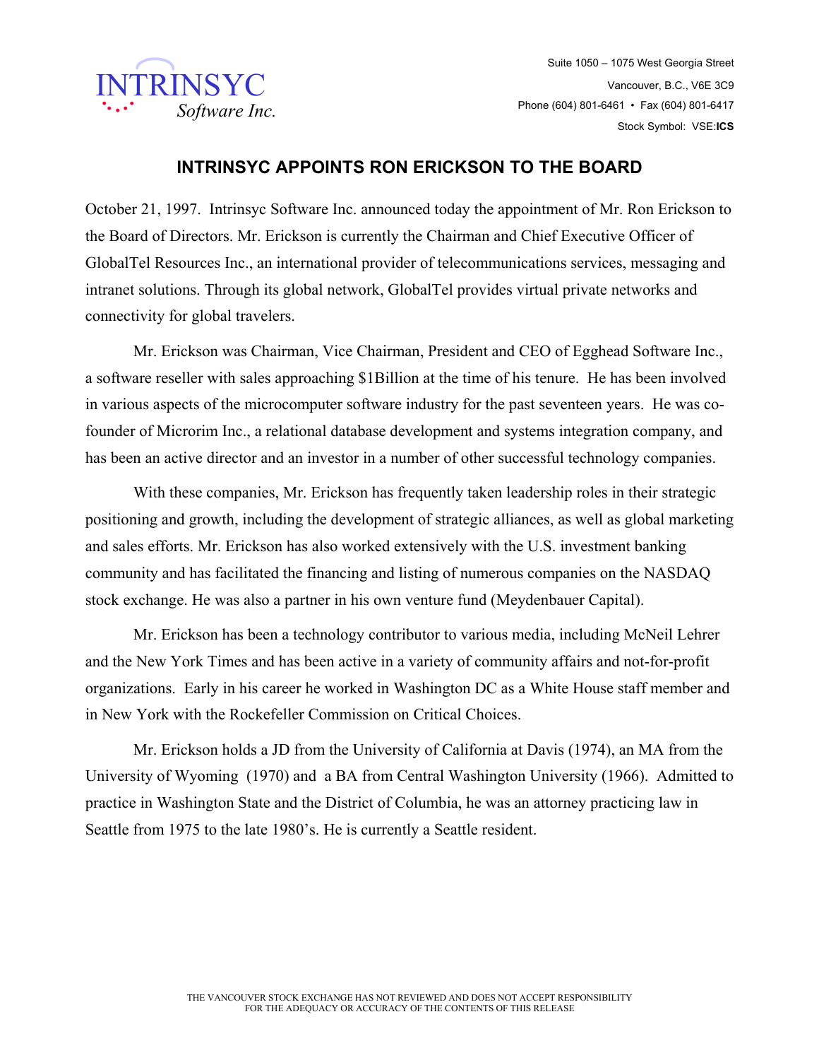INTRINSYC
*Software Inc.*

Suite 1050 – 1075 West Georgia Street
Vancouver, B.C., V6E 3C9
Phone (604) 801-6461 • Fax (604) 801-6417
Stock Symbol: VSE:**ICS**

## INTRINSYC APPOINTS RON ERICKSON TO THE BOARD

October 21, 1997. Intrinsyc Software Inc. announced today the appointment of Mr. Ron Erickson to the Board of Directors. Mr. Erickson is currently the Chairman and Chief Executive Officer of GlobalTel Resources Inc., an international provider of telecommunications services, messaging and intranet solutions. Through its global network, GlobalTel provides virtual private networks and connectivity for global travelers.

Mr. Erickson was Chairman, Vice Chairman, President and CEO of Egghead Software Inc., a software reseller with sales approaching $1Billion at the time of his tenure. He has been involved in various aspects of the microcomputer software industry for the past seventeen years. He was co-founder of Microrim Inc., a relational database development and systems integration company, and has been an active director and an investor in a number of other successful technology companies.

With these companies, Mr. Erickson has frequently taken leadership roles in their strategic positioning and growth, including the development of strategic alliances, as well as global marketing and sales efforts. Mr. Erickson has also worked extensively with the U.S. investment banking community and has facilitated the financing and listing of numerous companies on the NASDAQ stock exchange. He was also a partner in his own venture fund (Meydenbauer Capital).

Mr. Erickson has been a technology contributor to various media, including McNeil Lehrer and the New York Times and has been active in a variety of community affairs and not-for-profit organizations. Early in his career he worked in Washington DC as a White House staff member and in New York with the Rockefeller Commission on Critical Choices.

Mr. Erickson holds a JD from the University of California at Davis (1974), an MA from the University of Wyoming (1970) and a BA from Central Washington University (1966). Admitted to practice in Washington State and the District of Columbia, he was an attorney practicing law in Seattle from 1975 to the late 1980's. He is currently a Seattle resident.

THE VANCOUVER STOCK EXCHANGE HAS NOT REVIEWED AND DOES NOT ACCEPT RESPONSIBILITY FOR THE ADEQUACY OR ACCURACY OF THE CONTENTS OF THIS RELEASE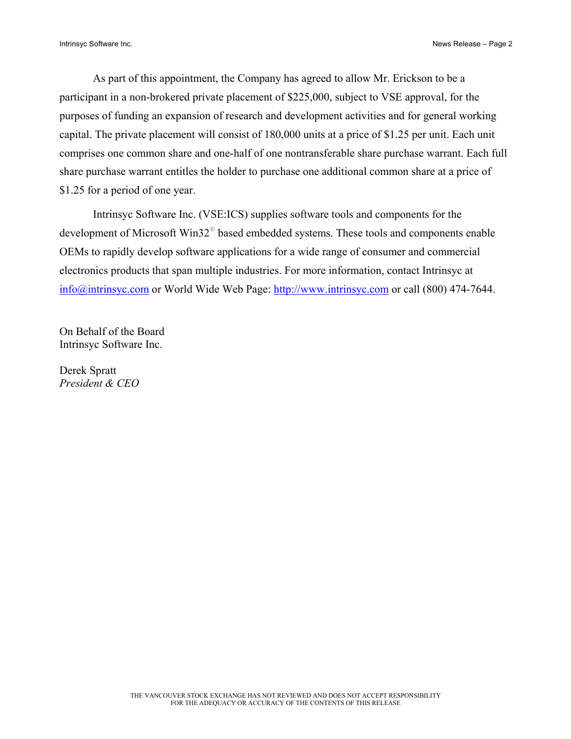As part of this appointment, the Company has agreed to allow Mr. Erickson to be a participant in a non-brokered private placement of $225,000, subject to VSE approval, for the purposes of funding an expansion of research and development activities and for general working capital. The private placement will consist of 180,000 units at a price of $1.25 per unit. Each unit comprises one common share and one-half of one nontransferable share purchase warrant. Each full share purchase warrant entitles the holder to purchase one additional common share at a price of $1.25 for a period of one year.

Intrinsyc Software Inc. (VSE:ICS) supplies software tools and components for the development of Microsoft Win32® based embedded systems. These tools and components enable OEMs to rapidly develop software applications for a wide range of consumer and commercial electronics products that span multiple industries. For more information, contact Intrinsyc at info@intrinsyc.com or World Wide Web Page: http://www.intrinsyc.com or call (800) 474-7644.

On Behalf of the Board
Intrinsyc Software Inc.

Derek Spratt
*President & CEO*

THE VANCOUVER STOCK EXCHANGE HAS NOT REVIEWED AND DOES NOT ACCEPT RESPONSIBILITY FOR THE ADEQUACY OR ACCURACY OF THE CONTENTS OF THIS RELEASE